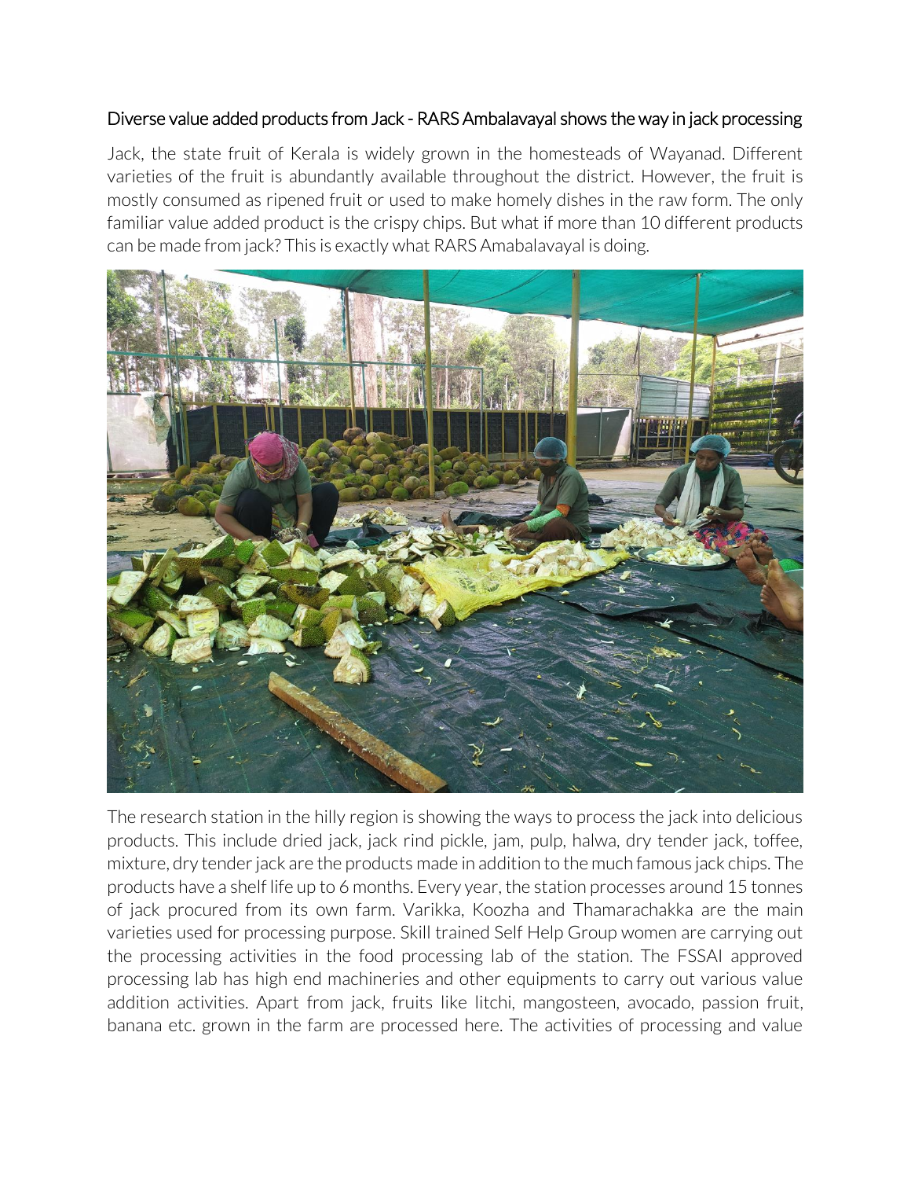## Diverse value added products from Jack - RARS Ambalavayal shows the way in jack processing

Jack, the state fruit of Kerala is widely grown in the homesteads of Wayanad. Different varieties of the fruit is abundantly available throughout the district. However, the fruit is mostly consumed as ripened fruit or used to make homely dishes in the raw form. The only familiar value added product is the crispy chips. But what if more than 10 different products can be made from jack? This is exactly what RARS Amabalavayal is doing.

The research station in the hilly region is showing the ways to process the jack into delicious products. This include dried jack, jack rind pickle, jam, pulp, halwa, dry tender jack, toffee, mixture, dry tender jack are the products made in addition to the much famous jack chips. The products have a shelf life up to 6 months. Every year, the station processes around 15 tonnes of jack procured from its own farm. Varikka, Koozha and Thamarachakka are the main varieties used for processing purpose. Skill trained Self Help Group women are carrying out the processing activities in the food processing lab of the station. The FSSAI approved processing lab has high end machineries and other equipments to carry out various value addition activities. Apart from jack, fruits like litchi, mangosteen, avocado, passion fruit, banana etc. grown in the farm are processed here. The activities of processing and value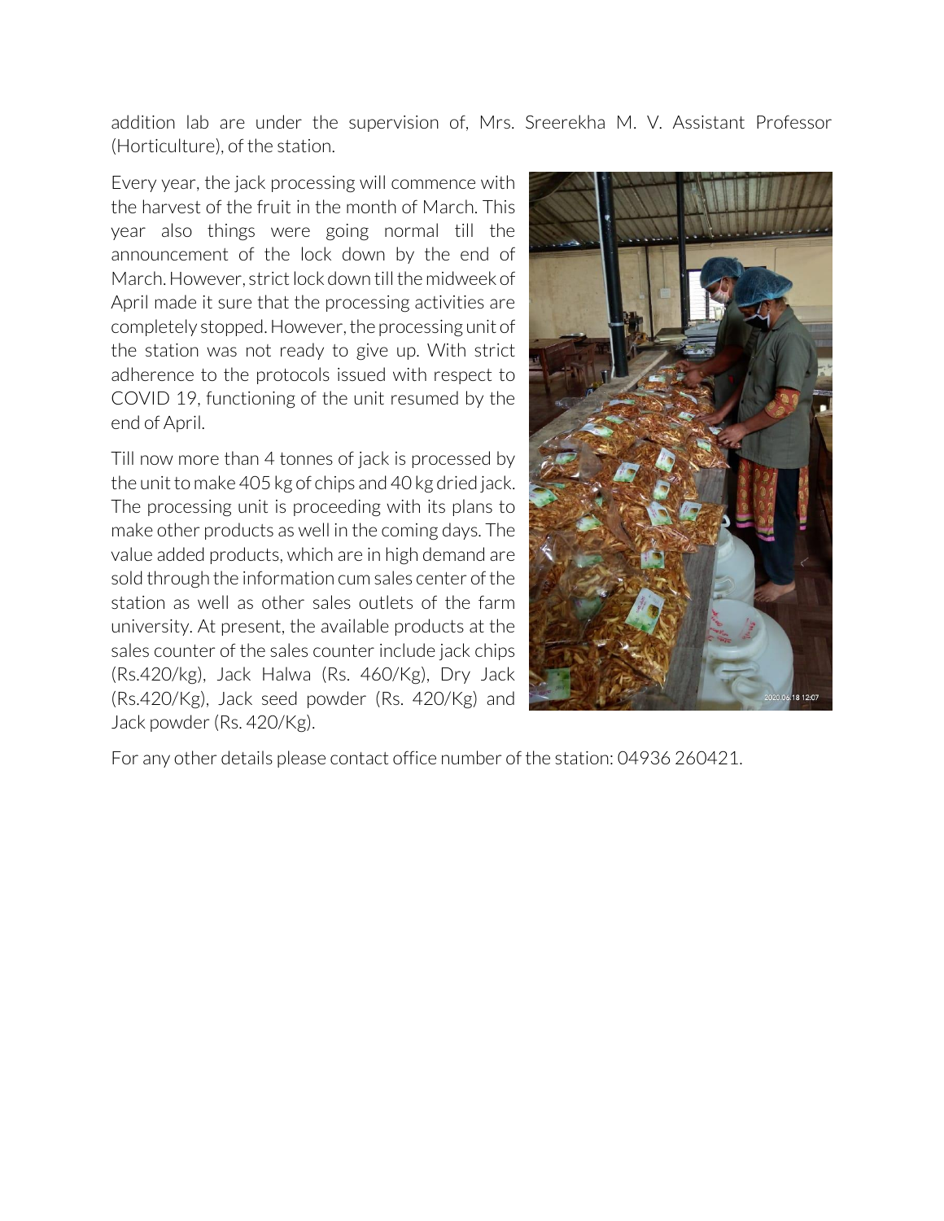addition lab are under the supervision of, Mrs. Sreerekha M. V. Assistant Professor (Horticulture), of the station.

Every year, the jack processing will commence with the harvest of the fruit in the month of March. This year also things were going normal till the announcement of the lock down by the end of March. However, strict lock down till the midweek of April made it sure that the processing activities are completely stopped. However, the processing unit of the station was not ready to give up. With strict adherence to the protocols issued with respect to COVID 19, functioning of the unit resumed by the end of April.

Till now more than 4 tonnes of jack is processed by the unit to make 405 kg of chips and 40 kg dried jack. The processing unit is proceeding with its plans to make other products as well in the coming days. The value added products, which are in high demand are sold through the information cum sales center of the station as well as other sales outlets of the farm university. At present, the available products at the sales counter of the sales counter include jack chips (Rs.420/kg), Jack Halwa (Rs. 460/Kg), Dry Jack (Rs.420/Kg), Jack seed powder (Rs. 420/Kg) and Jack powder (Rs. 420/Kg).

For any other details please contact office number of the station: 04936 260421.